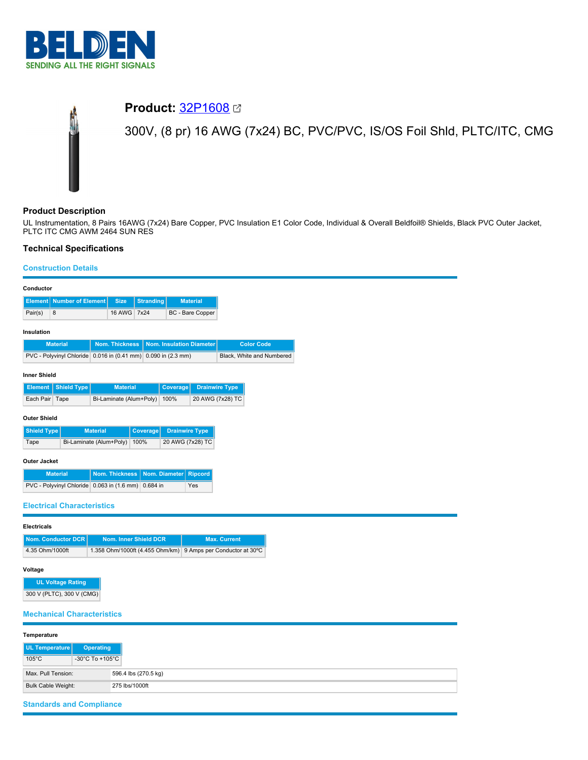# Product: [32P1608]

300V, (8 pr) 16 AWG (7x24) BC, PVC/PVC, IS/OS Foil Shld, PLTC/ITC, CMG

## Product Description

UL Instrumentation, 8 Pairs 16AWG (7x24) Bare Copper, PVC Insulation E1 Color Code, Individual & Overall Beldfoil® Shields, Black PVC Outer Jacket, PLTC ITC CMG AWM 2464 SUN RES

## Technical Specifications

### Construction Details

#### Conductor

| Element | Number of Element | Size | Stranding | Material |
|---|---|---|---|---|
| Pair(s) | 8 | 16 AWG | 7x24 | BC - Bare Copper |

#### Insulation

| Material | Nom. Thickness | Nom. Insulation Diameter | Color Code |
|---|---|---|---|
| PVC - Polyvinyl Chloride | 0.016 in (0.41 mm) | 0.090 in (2.3 mm) | Black, White and Numbered |

#### Inner Shield

| Element | Shield Type | Material | Coverage | Drainwire Type |
|---|---|---|---|---|
| Each Pair | Tape | Bi-Laminate (Alum+Poly) | 100% | 20 AWG (7x28) TC |

#### Outer Shield

| Shield Type | Material | Coverage | Drainwire Type |
|---|---|---|---|
| Tape | Bi-Laminate (Alum+Poly) | 100% | 20 AWG (7x28) TC |

#### Outer Jacket

| Material | Nom. Thickness | Nom. Diameter | Ripcord |
|---|---|---|---|
| PVC - Polyvinyl Chloride | 0.063 in (1.6 mm) | 0.684 in | Yes |

### Electrical Characteristics

#### Electricals

| Nom. Conductor DCR | Nom. Inner Shield DCR | Max. Current |
|---|---|---|
| 4.35 Ohm/1000ft | 1.358 Ohm/1000ft (4.455 Ohm/km) | 9 Amps per Conductor at 30ºC |

#### Voltage

| UL Voltage Rating |
|---|
| 300 V (PLTC), 300 V (CMG) |

### Mechanical Characteristics

#### Temperature

| UL Temperature | Operating |
|---|---|
| 105°C | -30°C To +105°C |

| | |
|---|---|
| Max. Pull Tension: | 596.4 lbs (270.5 kg) |
| Bulk Cable Weight: | 275 lbs/1000ft |

### Standards and Compliance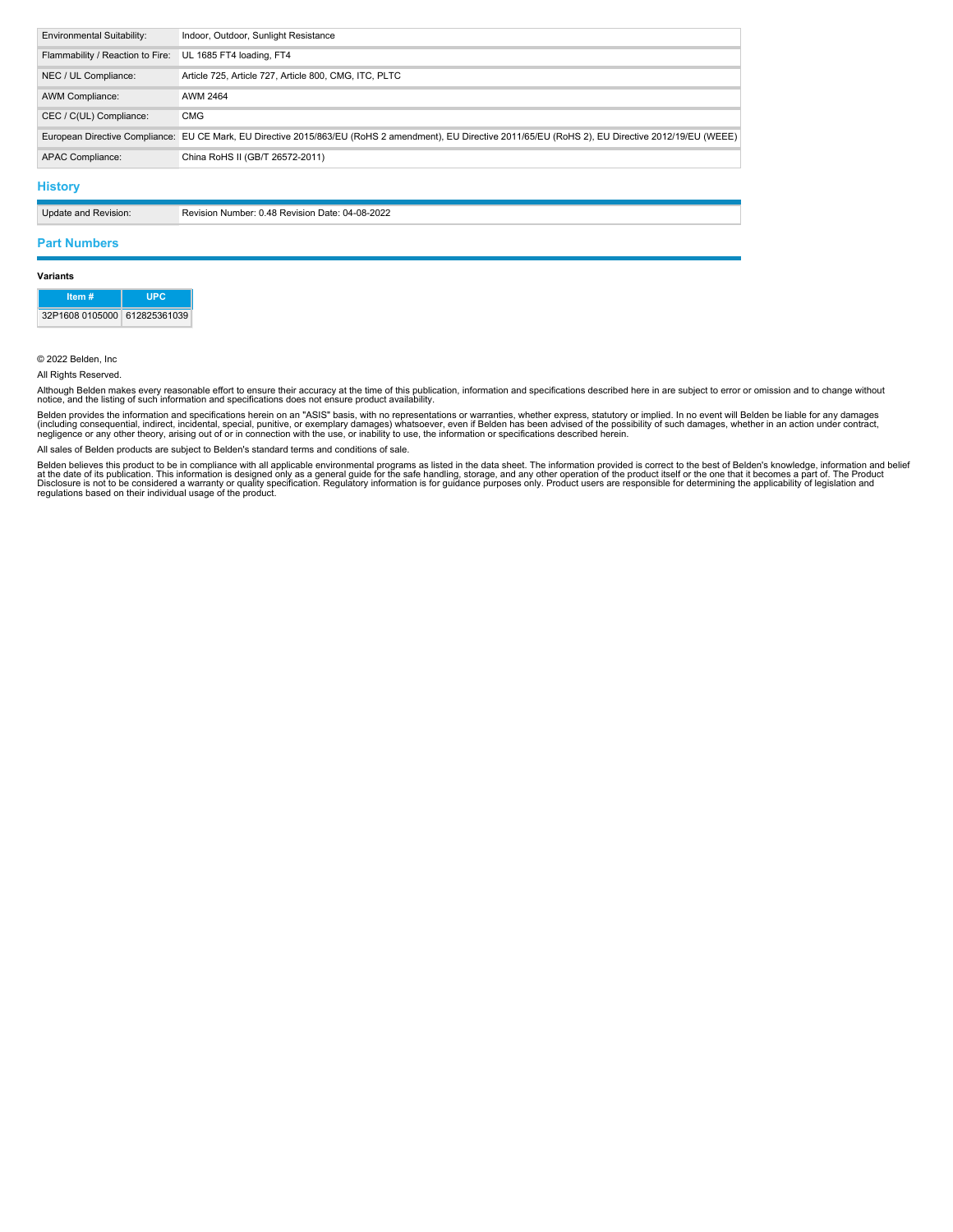| | |
|---|---|
| Environmental Suitability: | Indoor, Outdoor, Sunlight Resistance |
| Flammability / Reaction to Fire: | UL 1685 FT4 loading, FT4 |
| NEC / UL Compliance: | Article 725, Article 727, Article 800, CMG, ITC, PLTC |
| AWM Compliance: | AWM 2464 |
| CEC / C(UL) Compliance: | CMG |
| European Directive Compliance: | EU CE Mark, EU Directive 2015/863/EU (RoHS 2 amendment), EU Directive 2011/65/EU (RoHS 2), EU Directive 2012/19/EU (WEEE) |
| APAC Compliance: | China RoHS II (GB/T 26572-2011) |

## History

| | |
|---|---|
| Update and Revision: | Revision Number: 0.48 Revision Date: 04-08-2022 |

## Part Numbers

**Variants**

| Item # | UPC |
|---|---|
| 32P1608 0105000 | 612825361039 |

© 2022 Belden, Inc

All Rights Reserved.

Although Belden makes every reasonable effort to ensure their accuracy at the time of this publication, information and specifications described here in are subject to error or omission and to change without notice, and the listing of such information and specifications does not ensure product availability.

Belden provides the information and specifications herein on an "ASIS" basis, with no representations or warranties, whether express, statutory or implied. In no event will Belden be liable for any damages (including consequential, indirect, incidental, special, punitive, or exemplary damages) whatsoever, even if Belden has been advised of the possibility of such damages, whether in an action under contract, negligence or any other theory, arising out of or in connection with the use, or inability to use, the information or specifications described herein.

All sales of Belden products are subject to Belden's standard terms and conditions of sale.

Belden believes this product to be in compliance with all applicable environmental programs as listed in the data sheet. The information provided is correct to the best of Belden's knowledge, information and belief at the date of its publication. This information is designed only as a general guide for the safe handling, storage, and any other operation of the product itself or the one that it becomes a part of. The Product Disclosure is not to be considered a warranty or quality specification. Regulatory information is for guidance purposes only. Product users are responsible for determining the applicability of legislation and regulations based on their individual usage of the product.